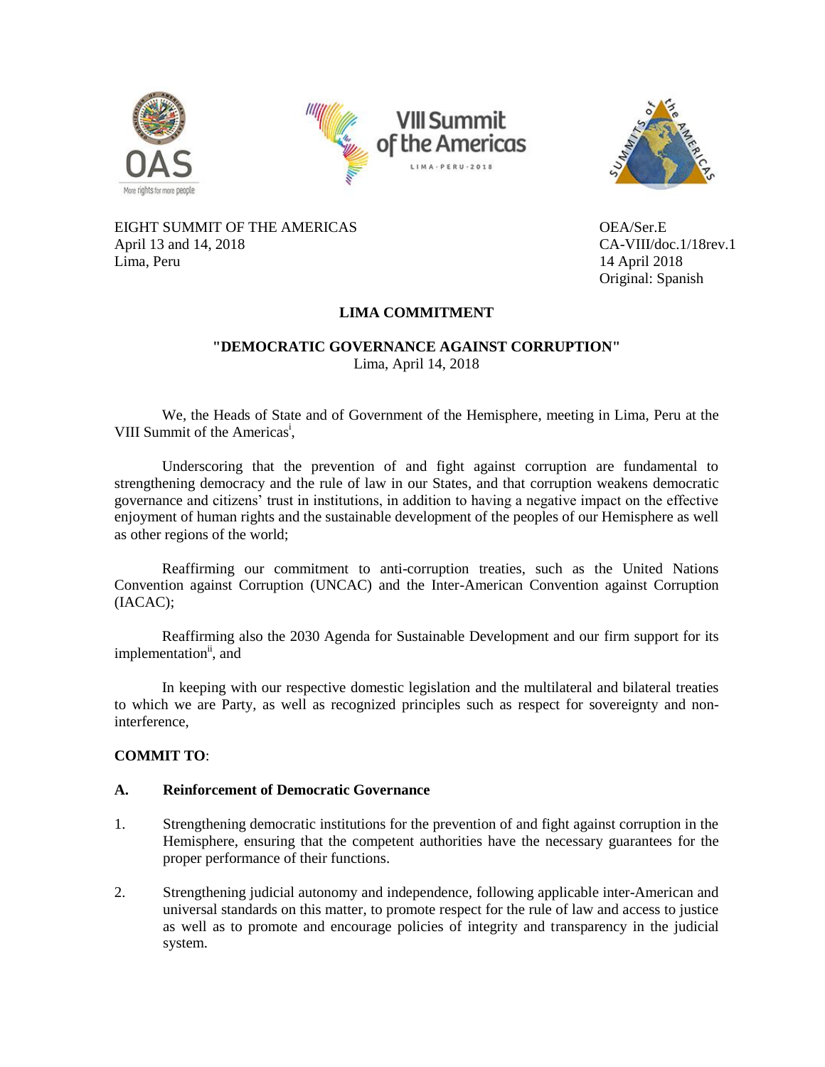EIGHT SUMMIT OF THE AMERICAS
April 13 and 14, 2018
Lima, Peru

OEA/Ser.E
CA-VIII/doc.1/18rev.1
14 April 2018
Original: Spanish

# LIMA COMMITMENT

## "DEMOCRATIC GOVERNANCE AGAINST CORRUPTION"

Lima, April 14, 2018

We, the Heads of State and of Government of the Hemisphere, meeting in Lima, Peru at the VIII Summit of the Americas[i],

Underscoring that the prevention of and fight against corruption are fundamental to strengthening democracy and the rule of law in our States, and that corruption weakens democratic governance and citizens' trust in institutions, in addition to having a negative impact on the effective enjoyment of human rights and the sustainable development of the peoples of our Hemisphere as well as other regions of the world;

Reaffirming our commitment to anti-corruption treaties, such as the United Nations Convention against Corruption (UNCAC) and the Inter-American Convention against Corruption (IACAC);

Reaffirming also the 2030 Agenda for Sustainable Development and our firm support for its implementation[ii], and

In keeping with our respective domestic legislation and the multilateral and bilateral treaties to which we are Party, as well as recognized principles such as respect for sovereignty and non-interference,

**COMMIT TO**:

**A. Reinforcement of Democratic Governance**

1. Strengthening democratic institutions for the prevention of and fight against corruption in the Hemisphere, ensuring that the competent authorities have the necessary guarantees for the proper performance of their functions.

2. Strengthening judicial autonomy and independence, following applicable inter-American and universal standards on this matter, to promote respect for the rule of law and access to justice as well as to promote and encourage policies of integrity and transparency in the judicial system.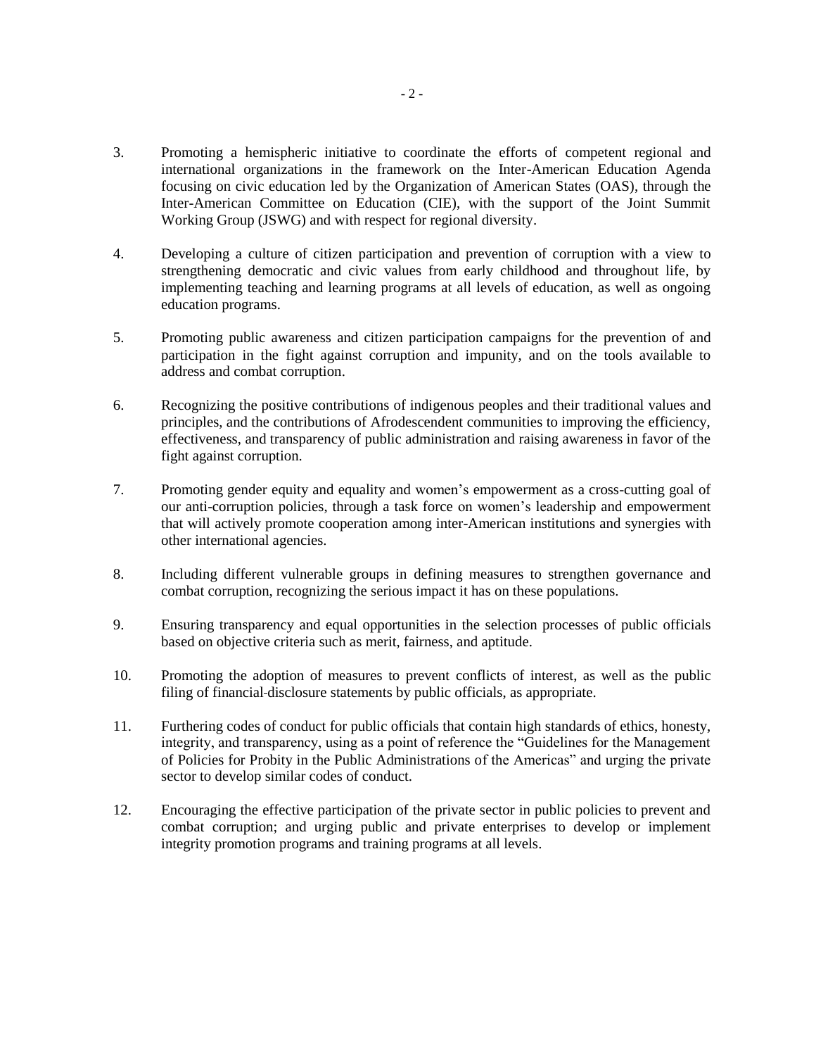3. Promoting a hemispheric initiative to coordinate the efforts of competent regional and international organizations in the framework on the Inter-American Education Agenda focusing on civic education led by the Organization of American States (OAS), through the Inter-American Committee on Education (CIE), with the support of the Joint Summit Working Group (JSWG) and with respect for regional diversity.

4. Developing a culture of citizen participation and prevention of corruption with a view to strengthening democratic and civic values from early childhood and throughout life, by implementing teaching and learning programs at all levels of education, as well as ongoing education programs.

5. Promoting public awareness and citizen participation campaigns for the prevention of and participation in the fight against corruption and impunity, and on the tools available to address and combat corruption.

6. Recognizing the positive contributions of indigenous peoples and their traditional values and principles, and the contributions of Afrodescendent communities to improving the efficiency, effectiveness, and transparency of public administration and raising awareness in favor of the fight against corruption.

7. Promoting gender equity and equality and women's empowerment as a cross-cutting goal of our anti-corruption policies, through a task force on women's leadership and empowerment that will actively promote cooperation among inter-American institutions and synergies with other international agencies.

8. Including different vulnerable groups in defining measures to strengthen governance and combat corruption, recognizing the serious impact it has on these populations.

9. Ensuring transparency and equal opportunities in the selection processes of public officials based on objective criteria such as merit, fairness, and aptitude.

10. Promoting the adoption of measures to prevent conflicts of interest, as well as the public filing of financial-disclosure statements by public officials, as appropriate.

11. Furthering codes of conduct for public officials that contain high standards of ethics, honesty, integrity, and transparency, using as a point of reference the "Guidelines for the Management of Policies for Probity in the Public Administrations of the Americas" and urging the private sector to develop similar codes of conduct.

12. Encouraging the effective participation of the private sector in public policies to prevent and combat corruption; and urging public and private enterprises to develop or implement integrity promotion programs and training programs at all levels.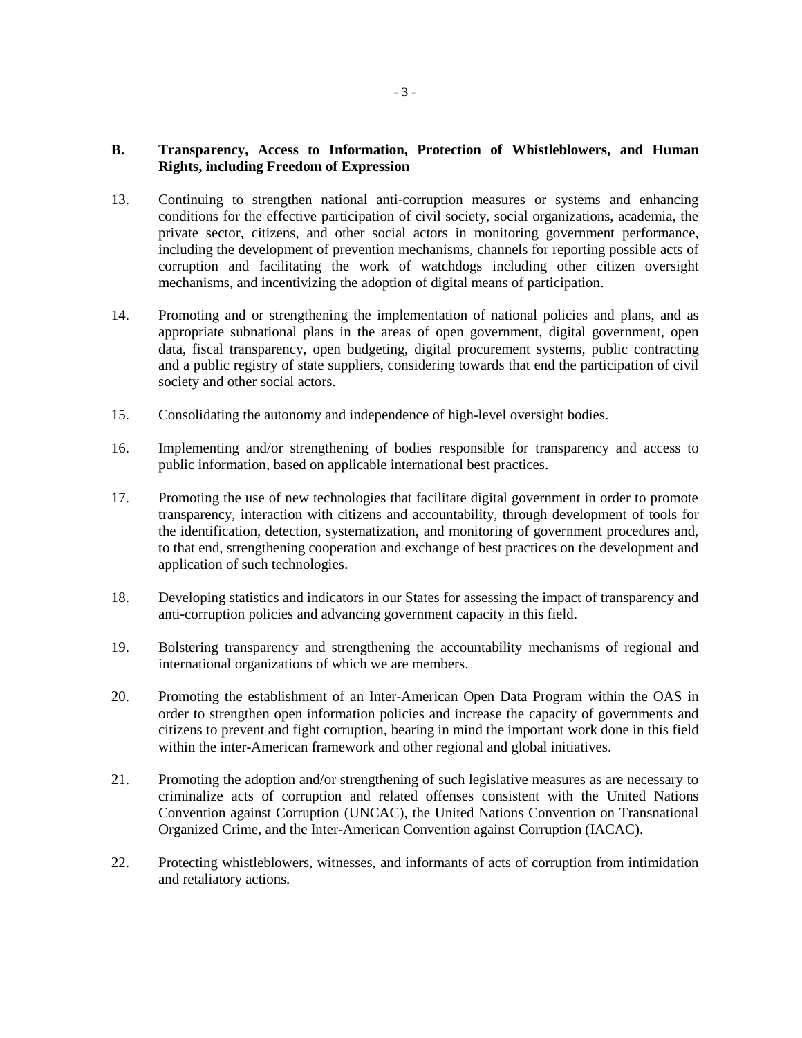## B. Transparency, Access to Information, Protection of Whistleblowers, and Human Rights, including Freedom of Expression

13. Continuing to strengthen national anti-corruption measures or systems and enhancing conditions for the effective participation of civil society, social organizations, academia, the private sector, citizens, and other social actors in monitoring government performance, including the development of prevention mechanisms, channels for reporting possible acts of corruption and facilitating the work of watchdogs including other citizen oversight mechanisms, and incentivizing the adoption of digital means of participation.

14. Promoting and or strengthening the implementation of national policies and plans, and as appropriate subnational plans in the areas of open government, digital government, open data, fiscal transparency, open budgeting, digital procurement systems, public contracting and a public registry of state suppliers, considering towards that end the participation of civil society and other social actors.

15. Consolidating the autonomy and independence of high-level oversight bodies.

16. Implementing and/or strengthening of bodies responsible for transparency and access to public information, based on applicable international best practices.

17. Promoting the use of new technologies that facilitate digital government in order to promote transparency, interaction with citizens and accountability, through development of tools for the identification, detection, systematization, and monitoring of government procedures and, to that end, strengthening cooperation and exchange of best practices on the development and application of such technologies.

18. Developing statistics and indicators in our States for assessing the impact of transparency and anti-corruption policies and advancing government capacity in this field.

19. Bolstering transparency and strengthening the accountability mechanisms of regional and international organizations of which we are members.

20. Promoting the establishment of an Inter-American Open Data Program within the OAS in order to strengthen open information policies and increase the capacity of governments and citizens to prevent and fight corruption, bearing in mind the important work done in this field within the inter-American framework and other regional and global initiatives.

21. Promoting the adoption and/or strengthening of such legislative measures as are necessary to criminalize acts of corruption and related offenses consistent with the United Nations Convention against Corruption (UNCAC), the United Nations Convention on Transnational Organized Crime, and the Inter-American Convention against Corruption (IACAC).

22. Protecting whistleblowers, witnesses, and informants of acts of corruption from intimidation and retaliatory actions.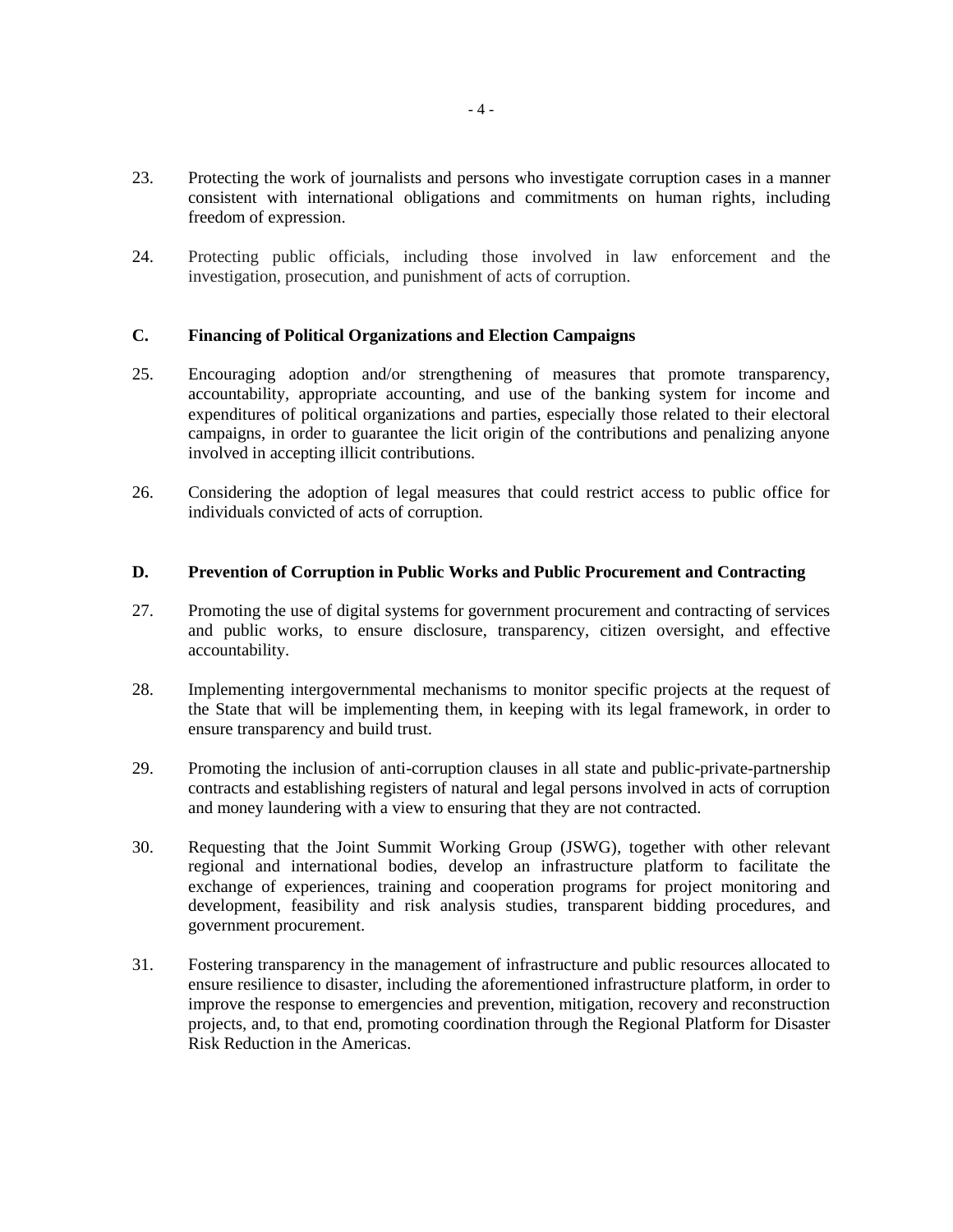23. Protecting the work of journalists and persons who investigate corruption cases in a manner consistent with international obligations and commitments on human rights, including freedom of expression.

24. Protecting public officials, including those involved in law enforcement and the investigation, prosecution, and punishment of acts of corruption.

### C. Financing of Political Organizations and Election Campaigns

25. Encouraging adoption and/or strengthening of measures that promote transparency, accountability, appropriate accounting, and use of the banking system for income and expenditures of political organizations and parties, especially those related to their electoral campaigns, in order to guarantee the licit origin of the contributions and penalizing anyone involved in accepting illicit contributions.

26. Considering the adoption of legal measures that could restrict access to public office for individuals convicted of acts of corruption.

### D. Prevention of Corruption in Public Works and Public Procurement and Contracting

27. Promoting the use of digital systems for government procurement and contracting of services and public works, to ensure disclosure, transparency, citizen oversight, and effective accountability.

28. Implementing intergovernmental mechanisms to monitor specific projects at the request of the State that will be implementing them, in keeping with its legal framework, in order to ensure transparency and build trust.

29. Promoting the inclusion of anti-corruption clauses in all state and public-private-partnership contracts and establishing registers of natural and legal persons involved in acts of corruption and money laundering with a view to ensuring that they are not contracted.

30. Requesting that the Joint Summit Working Group (JSWG), together with other relevant regional and international bodies, develop an infrastructure platform to facilitate the exchange of experiences, training and cooperation programs for project monitoring and development, feasibility and risk analysis studies, transparent bidding procedures, and government procurement.

31. Fostering transparency in the management of infrastructure and public resources allocated to ensure resilience to disaster, including the aforementioned infrastructure platform, in order to improve the response to emergencies and prevention, mitigation, recovery and reconstruction projects, and, to that end, promoting coordination through the Regional Platform for Disaster Risk Reduction in the Americas.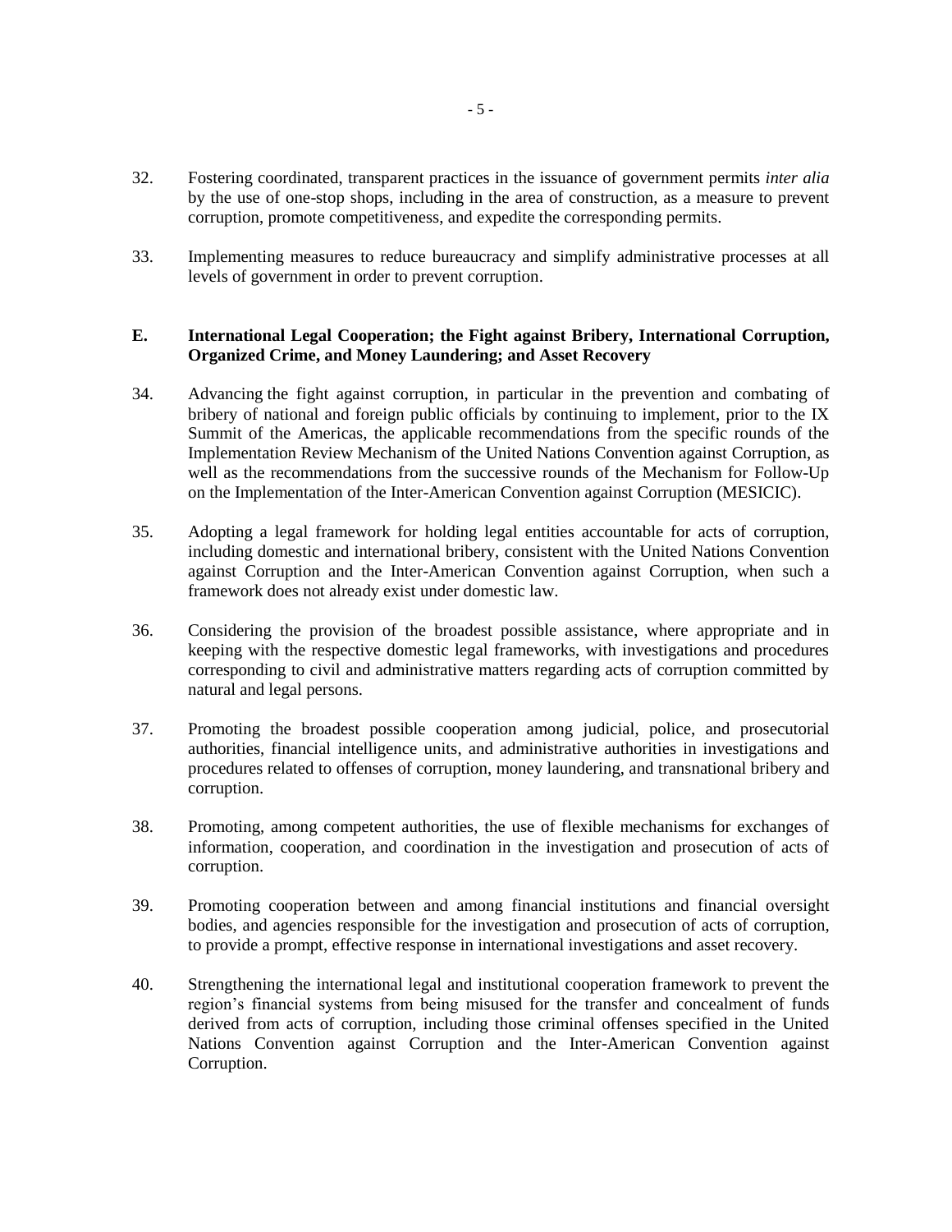32. Fostering coordinated, transparent practices in the issuance of government permits *inter alia* by the use of one-stop shops, including in the area of construction, as a measure to prevent corruption, promote competitiveness, and expedite the corresponding permits.

33. Implementing measures to reduce bureaucracy and simplify administrative processes at all levels of government in order to prevent corruption.

## E. International Legal Cooperation; the Fight against Bribery, International Corruption, Organized Crime, and Money Laundering; and Asset Recovery

34. Advancing the fight against corruption, in particular in the prevention and combating of bribery of national and foreign public officials by continuing to implement, prior to the IX Summit of the Americas, the applicable recommendations from the specific rounds of the Implementation Review Mechanism of the United Nations Convention against Corruption, as well as the recommendations from the successive rounds of the Mechanism for Follow-Up on the Implementation of the Inter-American Convention against Corruption (MESICIC).

35. Adopting a legal framework for holding legal entities accountable for acts of corruption, including domestic and international bribery, consistent with the United Nations Convention against Corruption and the Inter-American Convention against Corruption, when such a framework does not already exist under domestic law.

36. Considering the provision of the broadest possible assistance, where appropriate and in keeping with the respective domestic legal frameworks, with investigations and procedures corresponding to civil and administrative matters regarding acts of corruption committed by natural and legal persons.

37. Promoting the broadest possible cooperation among judicial, police, and prosecutorial authorities, financial intelligence units, and administrative authorities in investigations and procedures related to offenses of corruption, money laundering, and transnational bribery and corruption.

38. Promoting, among competent authorities, the use of flexible mechanisms for exchanges of information, cooperation, and coordination in the investigation and prosecution of acts of corruption.

39. Promoting cooperation between and among financial institutions and financial oversight bodies, and agencies responsible for the investigation and prosecution of acts of corruption, to provide a prompt, effective response in international investigations and asset recovery.

40. Strengthening the international legal and institutional cooperation framework to prevent the region's financial systems from being misused for the transfer and concealment of funds derived from acts of corruption, including those criminal offenses specified in the United Nations Convention against Corruption and the Inter-American Convention against Corruption.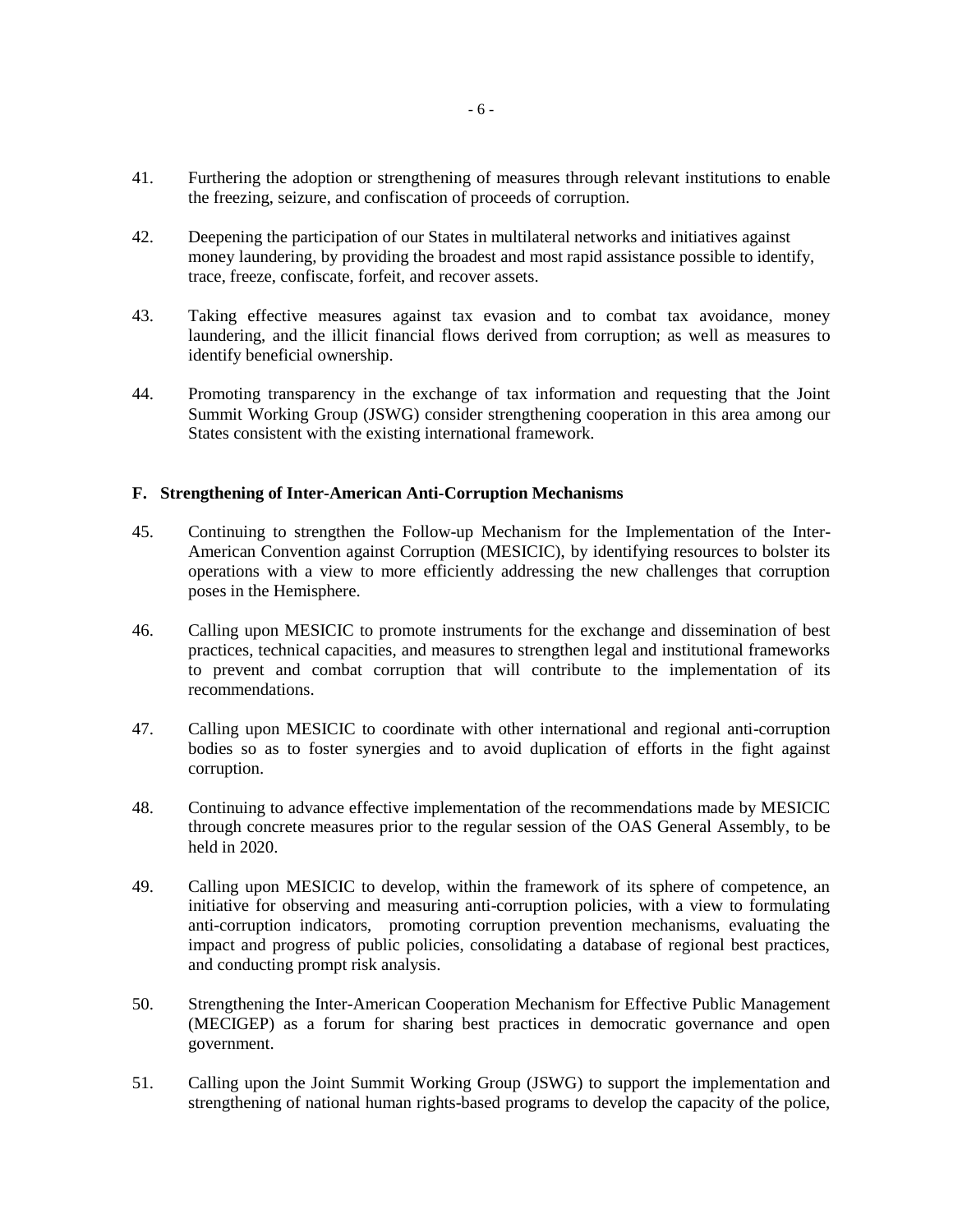41. Furthering the adoption or strengthening of measures through relevant institutions to enable the freezing, seizure, and confiscation of proceeds of corruption.

42. Deepening the participation of our States in multilateral networks and initiatives against money laundering, by providing the broadest and most rapid assistance possible to identify, trace, freeze, confiscate, forfeit, and recover assets.

43. Taking effective measures against tax evasion and to combat tax avoidance, money laundering, and the illicit financial flows derived from corruption; as well as measures to identify beneficial ownership.

44. Promoting transparency in the exchange of tax information and requesting that the Joint Summit Working Group (JSWG) consider strengthening cooperation in this area among our States consistent with the existing international framework.

**F. Strengthening of Inter-American Anti-Corruption Mechanisms**

45. Continuing to strengthen the Follow-up Mechanism for the Implementation of the Inter-American Convention against Corruption (MESICIC), by identifying resources to bolster its operations with a view to more efficiently addressing the new challenges that corruption poses in the Hemisphere.

46. Calling upon MESICIC to promote instruments for the exchange and dissemination of best practices, technical capacities, and measures to strengthen legal and institutional frameworks to prevent and combat corruption that will contribute to the implementation of its recommendations.

47. Calling upon MESICIC to coordinate with other international and regional anti-corruption bodies so as to foster synergies and to avoid duplication of efforts in the fight against corruption.

48. Continuing to advance effective implementation of the recommendations made by MESICIC through concrete measures prior to the regular session of the OAS General Assembly, to be held in 2020.

49. Calling upon MESICIC to develop, within the framework of its sphere of competence, an initiative for observing and measuring anti-corruption policies, with a view to formulating anti-corruption indicators, promoting corruption prevention mechanisms, evaluating the impact and progress of public policies, consolidating a database of regional best practices, and conducting prompt risk analysis.

50. Strengthening the Inter-American Cooperation Mechanism for Effective Public Management (MECIGEP) as a forum for sharing best practices in democratic governance and open government.

51. Calling upon the Joint Summit Working Group (JSWG) to support the implementation and strengthening of national human rights-based programs to develop the capacity of the police,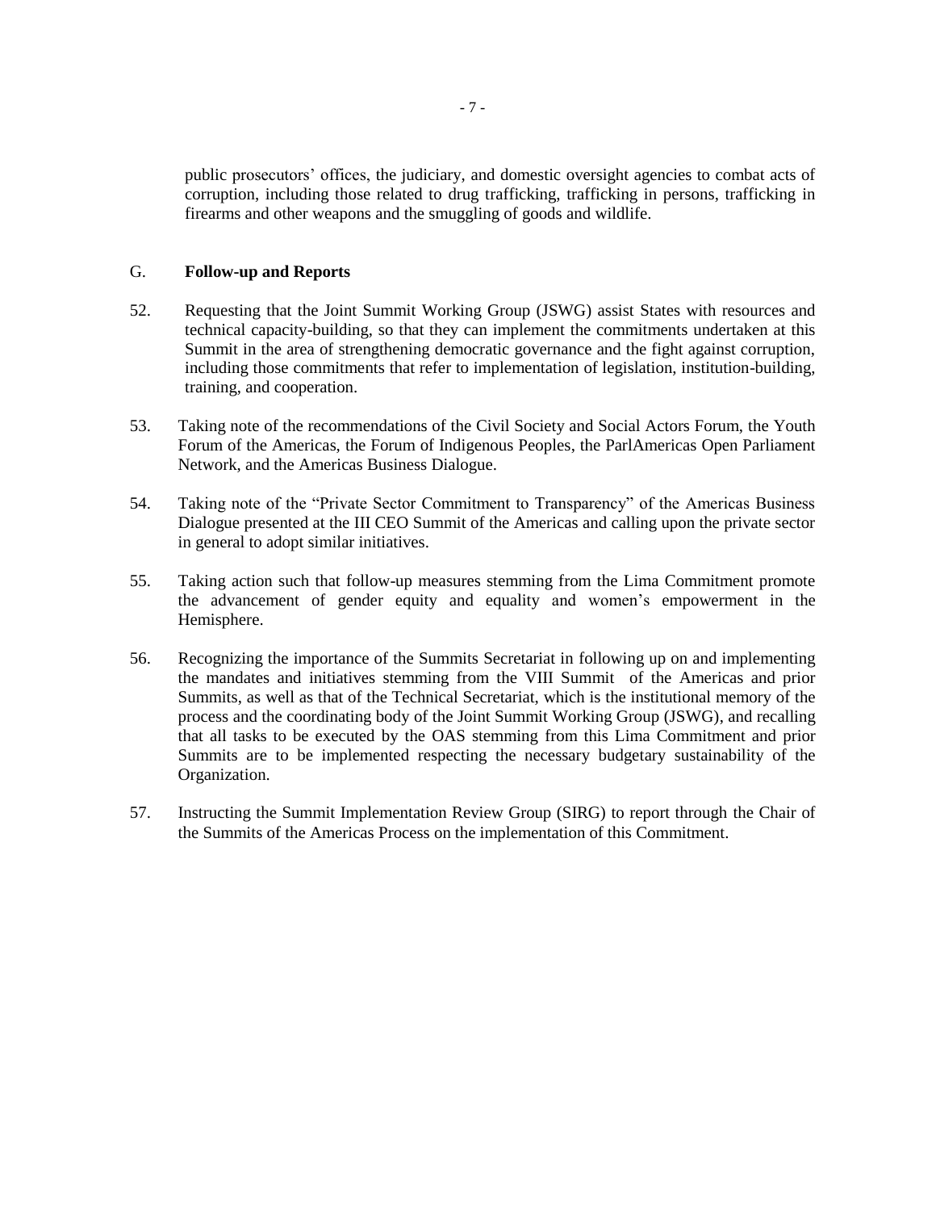public prosecutors' offices, the judiciary, and domestic oversight agencies to combat acts of corruption, including those related to drug trafficking, trafficking in persons, trafficking in firearms and other weapons and the smuggling of goods and wildlife.

## G. Follow-up and Reports

52. Requesting that the Joint Summit Working Group (JSWG) assist States with resources and technical capacity-building, so that they can implement the commitments undertaken at this Summit in the area of strengthening democratic governance and the fight against corruption, including those commitments that refer to implementation of legislation, institution-building, training, and cooperation.

53. Taking note of the recommendations of the Civil Society and Social Actors Forum, the Youth Forum of the Americas, the Forum of Indigenous Peoples, the ParlAmericas Open Parliament Network, and the Americas Business Dialogue.

54. Taking note of the "Private Sector Commitment to Transparency" of the Americas Business Dialogue presented at the III CEO Summit of the Americas and calling upon the private sector in general to adopt similar initiatives.

55. Taking action such that follow-up measures stemming from the Lima Commitment promote the advancement of gender equity and equality and women's empowerment in the Hemisphere.

56. Recognizing the importance of the Summits Secretariat in following up on and implementing the mandates and initiatives stemming from the VIII Summit of the Americas and prior Summits, as well as that of the Technical Secretariat, which is the institutional memory of the process and the coordinating body of the Joint Summit Working Group (JSWG), and recalling that all tasks to be executed by the OAS stemming from this Lima Commitment and prior Summits are to be implemented respecting the necessary budgetary sustainability of the Organization.

57. Instructing the Summit Implementation Review Group (SIRG) to report through the Chair of the Summits of the Americas Process on the implementation of this Commitment.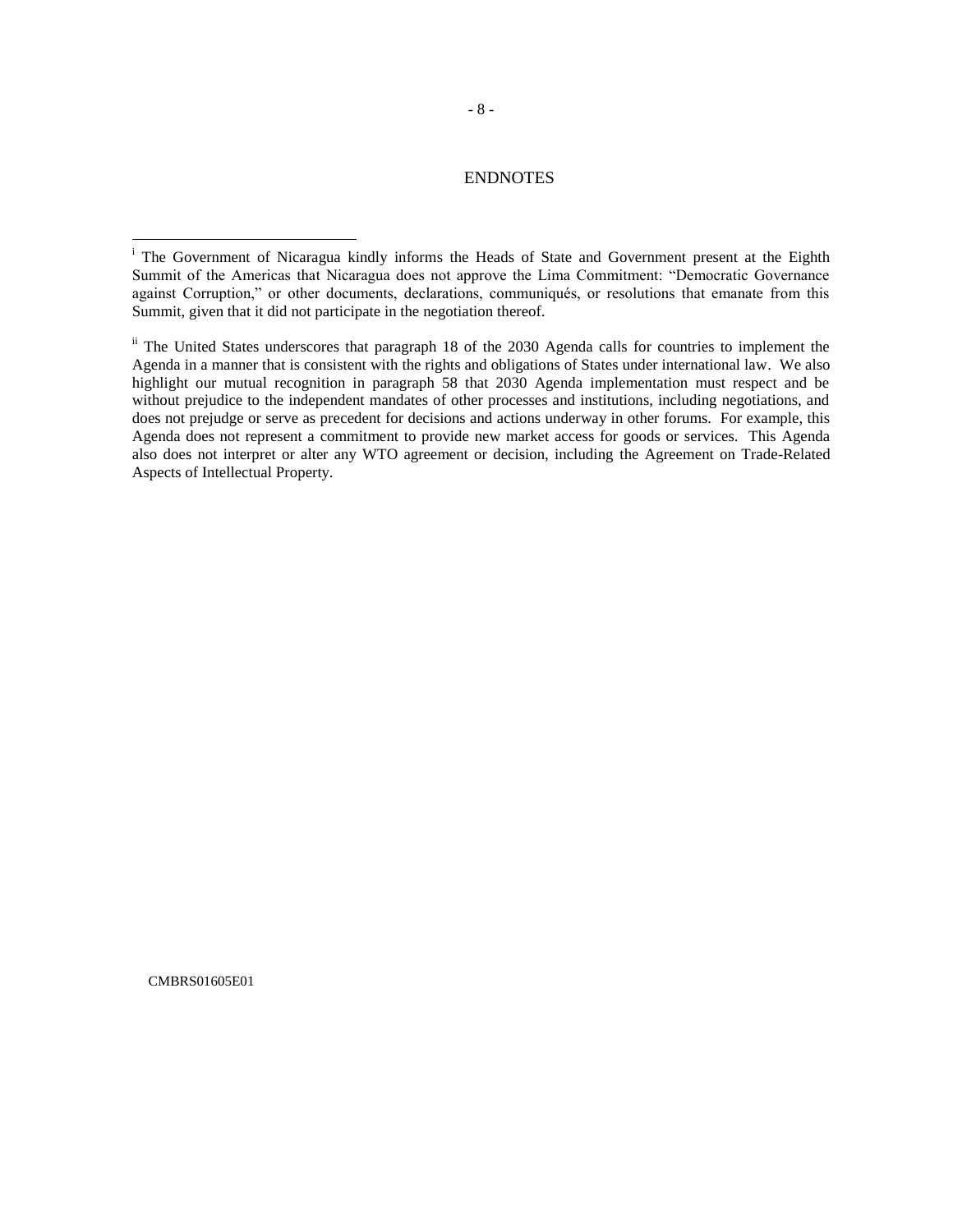## ENDNOTES

[i] The Government of Nicaragua kindly informs the Heads of State and Government present at the Eighth Summit of the Americas that Nicaragua does not approve the Lima Commitment: "Democratic Governance against Corruption," or other documents, declarations, communiqués, or resolutions that emanate from this Summit, given that it did not participate in the negotiation thereof.

[ii] The United States underscores that paragraph 18 of the 2030 Agenda calls for countries to implement the Agenda in a manner that is consistent with the rights and obligations of States under international law. We also highlight our mutual recognition in paragraph 58 that 2030 Agenda implementation must respect and be without prejudice to the independent mandates of other processes and institutions, including negotiations, and does not prejudge or serve as precedent for decisions and actions underway in other forums. For example, this Agenda does not represent a commitment to provide new market access for goods or services. This Agenda also does not interpret or alter any WTO agreement or decision, including the Agreement on Trade-Related Aspects of Intellectual Property.

CMBRS01605E01